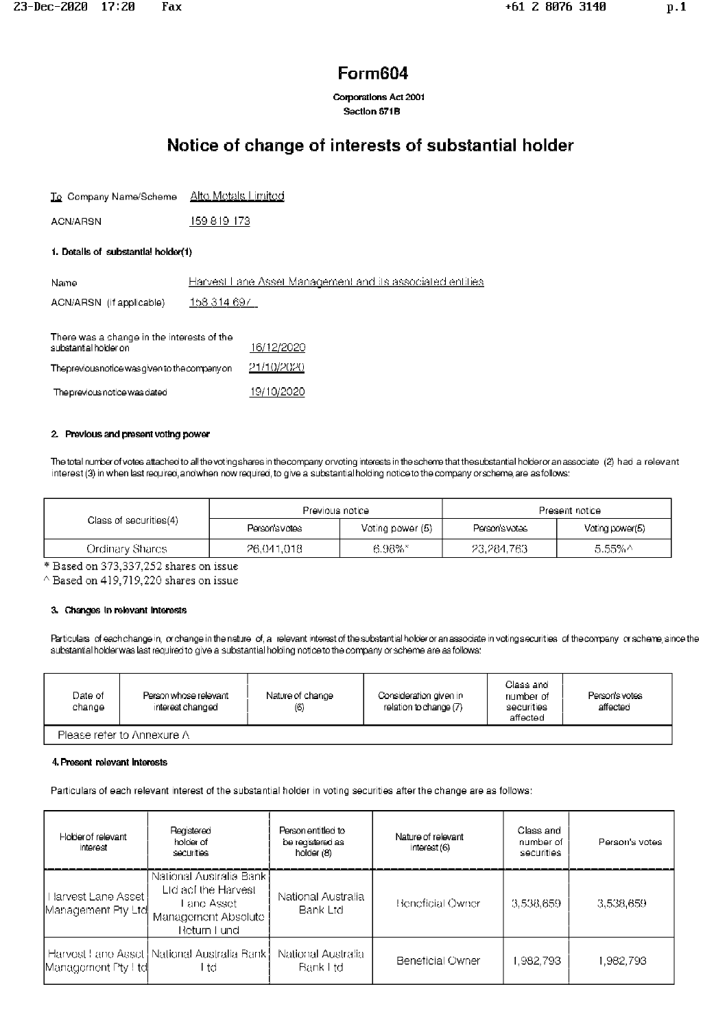# Form604

**Corporations Act 2001**
**Section 671B**

## Notice of change of interests of substantial holder

To Company Name/Scheme: Alto Metals Limited

ACN/ARSN: 159 819 173

### 1. Details of substantial holder(1)

Name: Harvest Lane Asset Management and its associated entities

ACN/ARSN (if applicable): 158 314 697

There was a change in the interests of the substantial holder on: 16/12/2020

The previous notice was given to the company on: 21/10/2020

The previous notice was dated: 19/10/2020

### 2. Previous and present voting power

The total number of votes attached to all the voting shares in the company or voting interests in the scheme that the substantial holder or an associate (2) had a relevant interest (3) in when last required, and when now required, to give a substantial holding notice to the company or scheme, are as follows:

| Class of securities(4) | Previous notice | | Present notice | |
|---|---|---|---|---|
| | Person's votes | Voting power (5) | Person's votes | Voting power(5) |
| Ordinary Shares | 26,041,018 | 6.98%* | 23,284,763 | 5.55%^ |

\* Based on 373,337,252 shares on issue

^ Based on 419,719,220 shares on issue

### 3. Changes in relevant interests

Particulars of each change in, or change in the nature of, a relevant interest of the substantial holder or an associate in voting securities of the company or scheme, since the substantial holder was last required to give a substantial holding notice to the company or scheme are as follows:

| Date of change | Person whose relevant interest changed | Nature of change (6) | Consideration given in relation to change (7) | Class and number of securities affected | Person's votes affected |
|---|---|---|---|---|---|
| Please refer to Annexure A | | | | | |

### 4. Present relevant interests

Particulars of each relevant interest of the substantial holder in voting securities after the change are as follows:

| Holder of relevant interest | Registered holder of securities | Person entitled to be registered as holder (8) | Nature of relevant interest (6) | Class and number of securities | Person's votes |
|---|---|---|---|---|---|
| Harvest Lane Asset Management Pty Ltd | National Australia Bank Ltd acf the Harvest Lane Asset Management Absolute Return Fund | National Australia Bank Ltd | Beneficial Owner | 3,538,659 | 3,538,659 |
| Harvest Lane Asset Management Pty Ltd | National Australia Bank Ltd | National Australia Bank Ltd | Beneficial Owner | 1,982,793 | 1,982,793 |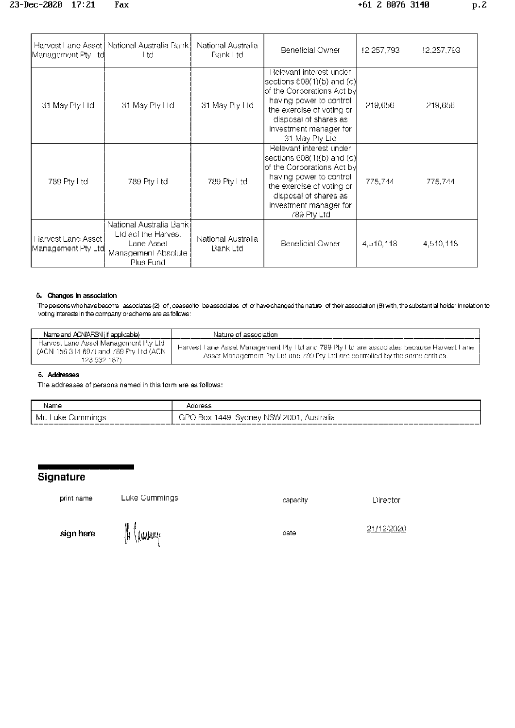| | | | | | |
|---|---|---|---|---|---|
| Harvest Lane Asset Management Pty Ltd | National Australia Bank Ltd | National Australia Bank Ltd | Beneficial Owner | 12,257,793 | 12,257,793 |
| 31 May Pty Ltd | 31 May Pty Ltd | 31 May Pty Ltd | Relevant interest under sections 608(1)(b) and (c) of the Corporations Act by having power to control the exercise of voting or disposal of shares as investment manager for 31 May Pty Ltd | 219,656 | 219,656 |
| 789 Pty Ltd | 789 Pty Ltd | 789 Pty Ltd | Relevant interest under sections 608(1)(b) and (c) of the Corporations Act by having power to control the exercise of voting or disposal of shares as investment manager for 789 Pty Ltd | 775,744 | 775,744 |
| Harvest Lane Asset Management Pty Ltd | National Australia Bank Ltd acf the Harvest Lane Asset Management Absolute Plus Fund | National Australia Bank Ltd | Beneficial Owner | 4,510,118 | 4,510,118 |

**5. Changes in association**

The persons who have become associates (2) of, ceased to be associates of, or have changed the nature of their association (9) with, the substantial holder in relation to voting interests in the company or scheme are as follows:

| Name and ACN/ARSN (if applicable) | Nature of association |
|---|---|
| Harvest Lane Asset Management Pty Ltd (ACN 158 314 697) and 789 Pty Ltd (ACN 123 532 187) | Harvest Lane Asset Management Pty Ltd and 789 Pty Ltd are associates because Harvest Lane Asset Management Pty Ltd and 789 Pty Ltd are controlled by the same entities. |

**6. Addresses**

The addresses of persons named in this form are as follows:

| Name | Address |
|---|---|
| Mr. Luke Cummings | GPO Box 1449, Sydney NSW 2001, Australia |

## Signature

print name Luke Cummings capacity Director

sign here date 21/12/2020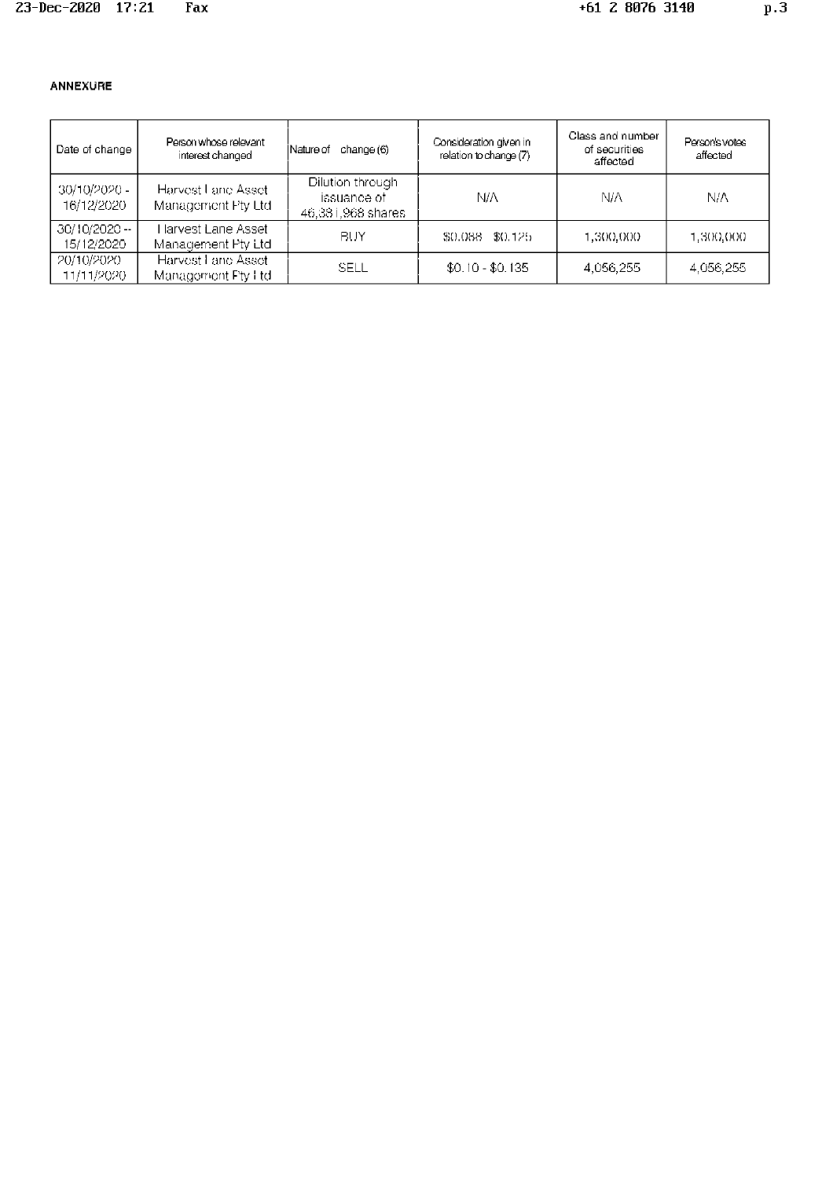**ANNEXURE**

| Date of change | Person whose relevant interest changed | Nature of change (6) | Consideration given in relation to change (7) | Class and number of securities affected | Person's votes affected |
|---|---|---|---|---|---|
| 30/10/2020 - 16/12/2020 | Harvest Lane Asset Management Pty Ltd | Dilution through issuance of 46,381,968 shares | N/A | N/A | N/A |
| 30/10/2020 -- 15/12/2020 | Harvest Lane Asset Management Pty Ltd | BUY | $0.088 $0.125 | 1,300,000 | 1,300,000 |
| 20/10/2020 11/11/2020 | Harvest Lane Asset Management Pty Ltd | SELL | $0.10 - $0.135 | 4,056,255 | 4,056,255 |